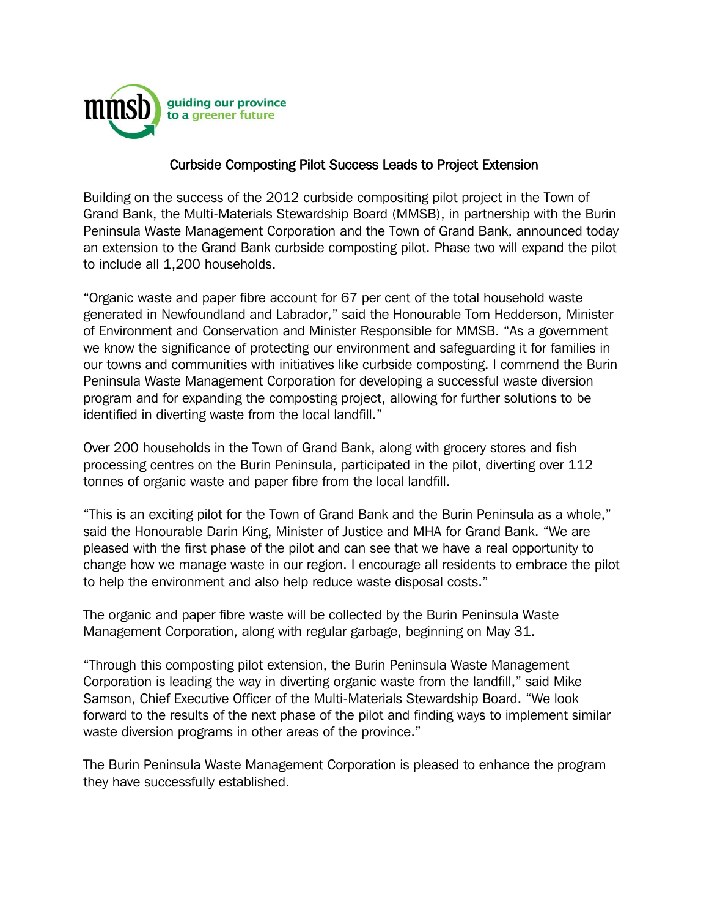mmsb guiding our province to a greener future

# Curbside Composting Pilot Success Leads to Project Extension

Building on the success of the 2012 curbside compositing pilot project in the Town of Grand Bank, the Multi-Materials Stewardship Board (MMSB), in partnership with the Burin Peninsula Waste Management Corporation and the Town of Grand Bank, announced today an extension to the Grand Bank curbside composting pilot. Phase two will expand the pilot to include all 1,200 households.

"Organic waste and paper fibre account for 67 per cent of the total household waste generated in Newfoundland and Labrador," said the Honourable Tom Hedderson, Minister of Environment and Conservation and Minister Responsible for MMSB. "As a government we know the significance of protecting our environment and safeguarding it for families in our towns and communities with initiatives like curbside composting. I commend the Burin Peninsula Waste Management Corporation for developing a successful waste diversion program and for expanding the composting project, allowing for further solutions to be identified in diverting waste from the local landfill."

Over 200 households in the Town of Grand Bank, along with grocery stores and fish processing centres on the Burin Peninsula, participated in the pilot, diverting over 112 tonnes of organic waste and paper fibre from the local landfill.

"This is an exciting pilot for the Town of Grand Bank and the Burin Peninsula as a whole," said the Honourable Darin King, Minister of Justice and MHA for Grand Bank. "We are pleased with the first phase of the pilot and can see that we have a real opportunity to change how we manage waste in our region. I encourage all residents to embrace the pilot to help the environment and also help reduce waste disposal costs."

The organic and paper fibre waste will be collected by the Burin Peninsula Waste Management Corporation, along with regular garbage, beginning on May 31.

"Through this composting pilot extension, the Burin Peninsula Waste Management Corporation is leading the way in diverting organic waste from the landfill," said Mike Samson, Chief Executive Officer of the Multi-Materials Stewardship Board. "We look forward to the results of the next phase of the pilot and finding ways to implement similar waste diversion programs in other areas of the province."

The Burin Peninsula Waste Management Corporation is pleased to enhance the program they have successfully established.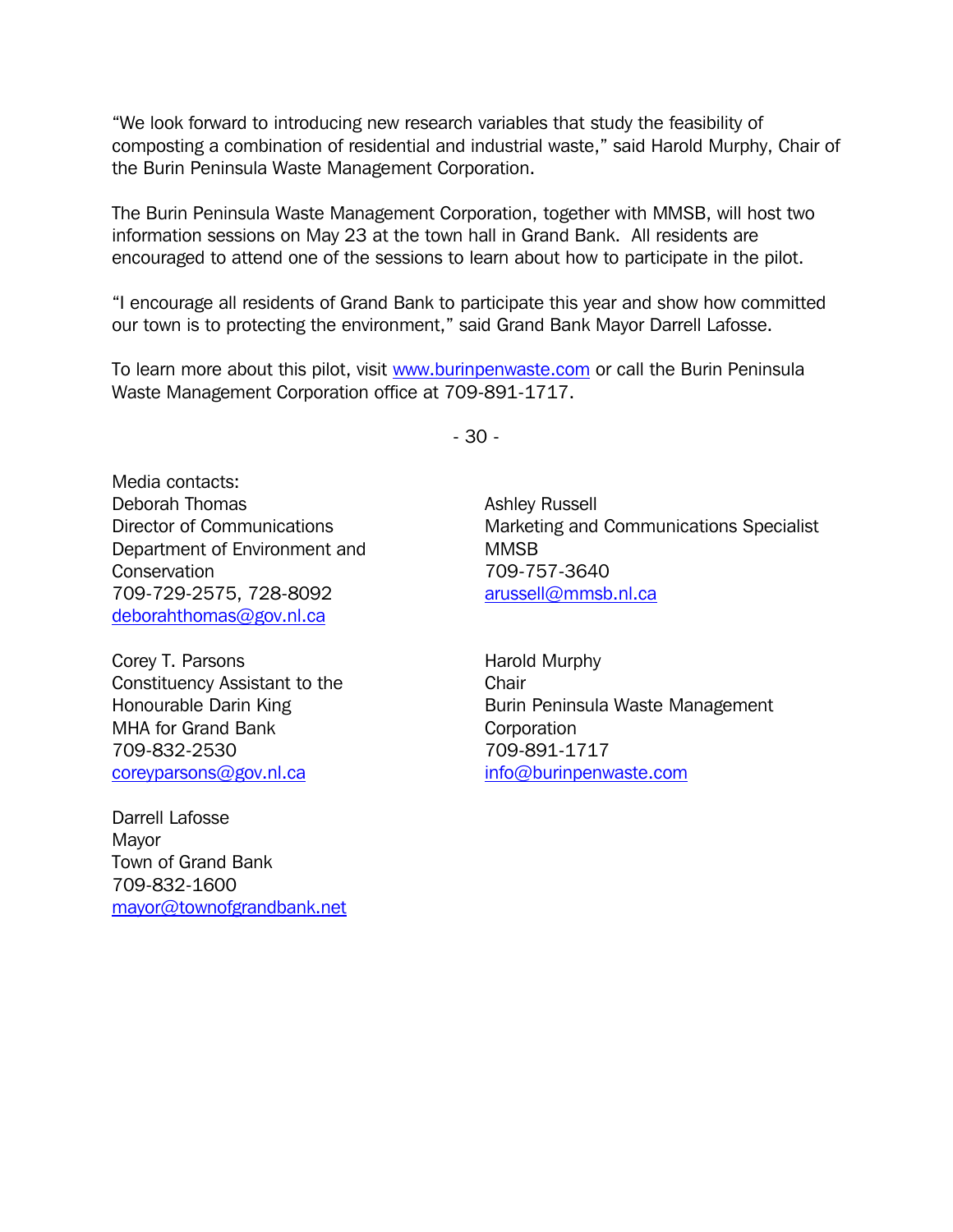"We look forward to introducing new research variables that study the feasibility of composting a combination of residential and industrial waste," said Harold Murphy, Chair of the Burin Peninsula Waste Management Corporation.

The Burin Peninsula Waste Management Corporation, together with MMSB, will host two information sessions on May 23 at the town hall in Grand Bank. All residents are encouraged to attend one of the sessions to learn about how to participate in the pilot.

"I encourage all residents of Grand Bank to participate this year and show how committed our town is to protecting the environment," said Grand Bank Mayor Darrell Lafosse.

To learn more about this pilot, visit www.burinpenwaste.com or call the Burin Peninsula Waste Management Corporation office at 709-891-1717.

- 30 -

Media contacts:

Deborah Thomas
Director of Communications
Department of Environment and Conservation
709-729-2575, 728-8092
deborahthomas@gov.nl.ca

Ashley Russell
Marketing and Communications Specialist
MMSB
709-757-3640
arussell@mmsb.nl.ca

Corey T. Parsons
Constituency Assistant to the Honourable Darin King
MHA for Grand Bank
709-832-2530
coreyparsons@gov.nl.ca

Harold Murphy
Chair
Burin Peninsula Waste Management Corporation
709-891-1717
info@burinpenwaste.com

Darrell Lafosse
Mayor
Town of Grand Bank
709-832-1600
mayor@townofgrandbank.net